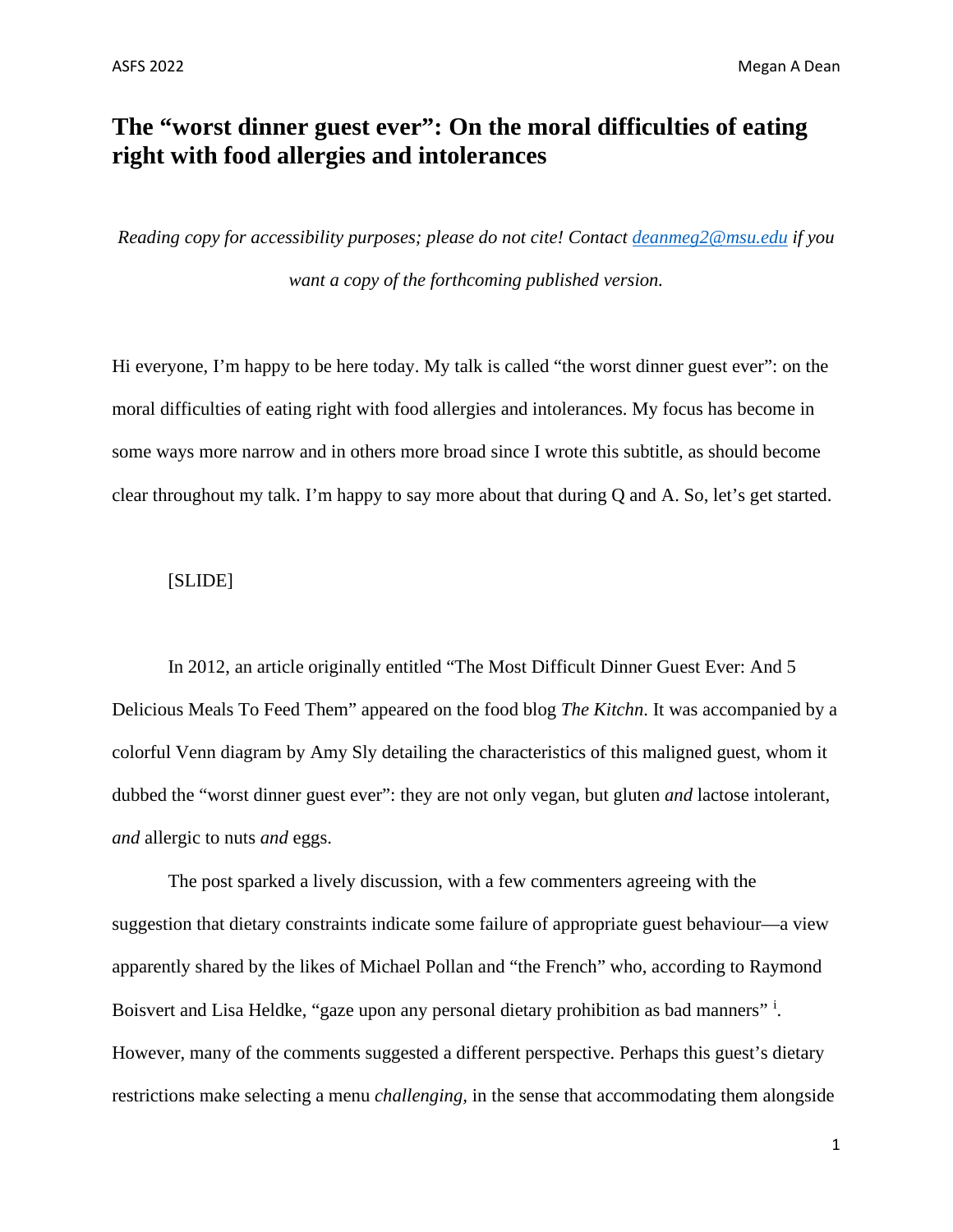# The "worst dinner guest ever": On the moral difficulties of eating right with food allergies and intolerances

*Reading copy for accessibility purposes; please do not cite! Contact [deanmeg2@msu.edu](mailto:deanmeg2@msu.edu) if you want a copy of the forthcoming published version.*

Hi everyone, I'm happy to be here today. My talk is called "the worst dinner guest ever": on the moral difficulties of eating right with food allergies and intolerances. My focus has become in some ways more narrow and in others more broad since I wrote this subtitle, as should become clear throughout my talk. I'm happy to say more about that during Q and A. So, let's get started.

[SLIDE]

In 2012, an article originally entitled "The Most Difficult Dinner Guest Ever: And 5 Delicious Meals To Feed Them" appeared on the food blog *The Kitchn*. It was accompanied by a colorful Venn diagram by Amy Sly detailing the characteristics of this maligned guest, whom it dubbed the "worst dinner guest ever": they are not only vegan, but gluten *and* lactose intolerant, *and* allergic to nuts *and* eggs.

The post sparked a lively discussion, with a few commenters agreeing with the suggestion that dietary constraints indicate some failure of appropriate guest behaviour—a view apparently shared by the likes of Michael Pollan and "the French" who, according to Raymond Boisvert and Lisa Heldke, "gaze upon any personal dietary prohibition as bad manners" [i]. However, many of the comments suggested a different perspective. Perhaps this guest's dietary restrictions make selecting a menu *challenging*, in the sense that accommodating them alongside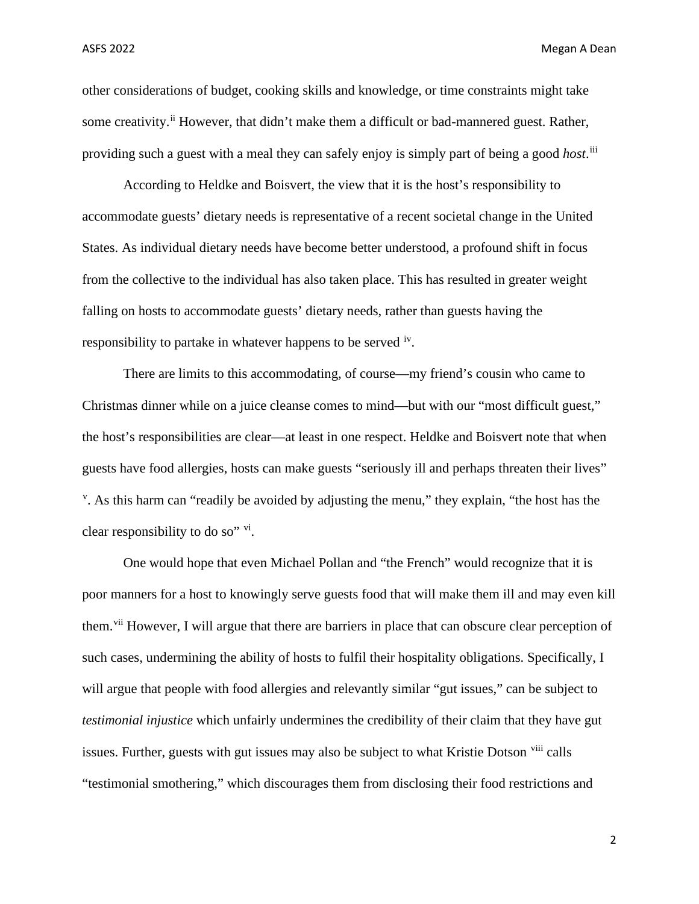other considerations of budget, cooking skills and knowledge, or time constraints might take some creativity.[ii] However, that didn't make them a difficult or bad-mannered guest. Rather, providing such a guest with a meal they can safely enjoy is simply part of being a good *host*.[iii]

According to Heldke and Boisvert, the view that it is the host's responsibility to accommodate guests' dietary needs is representative of a recent societal change in the United States. As individual dietary needs have become better understood, a profound shift in focus from the collective to the individual has also taken place. This has resulted in greater weight falling on hosts to accommodate guests' dietary needs, rather than guests having the responsibility to partake in whatever happens to be served [iv].

There are limits to this accommodating, of course—my friend's cousin who came to Christmas dinner while on a juice cleanse comes to mind—but with our "most difficult guest," the host's responsibilities are clear—at least in one respect. Heldke and Boisvert note that when guests have food allergies, hosts can make guests "seriously ill and perhaps threaten their lives" [v]. As this harm can "readily be avoided by adjusting the menu," they explain, "the host has the clear responsibility to do so" [vi].

One would hope that even Michael Pollan and "the French" would recognize that it is poor manners for a host to knowingly serve guests food that will make them ill and may even kill them.[vii] However, I will argue that there are barriers in place that can obscure clear perception of such cases, undermining the ability of hosts to fulfil their hospitality obligations. Specifically, I will argue that people with food allergies and relevantly similar "gut issues," can be subject to *testimonial injustice* which unfairly undermines the credibility of their claim that they have gut issues. Further, guests with gut issues may also be subject to what Kristie Dotson [viii] calls "testimonial smothering," which discourages them from disclosing their food restrictions and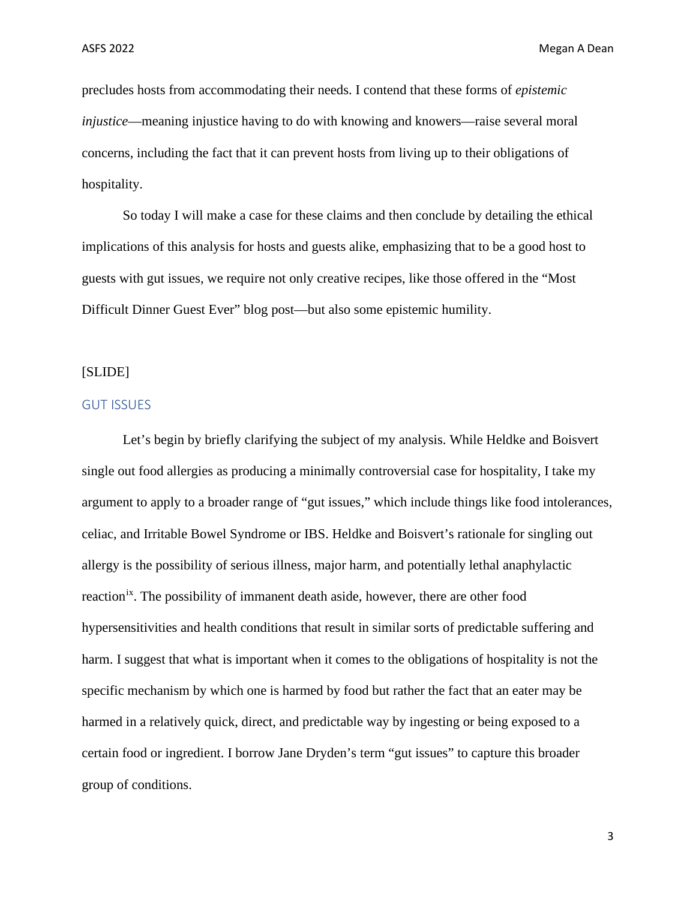precludes hosts from accommodating their needs. I contend that these forms of *epistemic injustice*—meaning injustice having to do with knowing and knowers—raise several moral concerns, including the fact that it can prevent hosts from living up to their obligations of hospitality.

So today I will make a case for these claims and then conclude by detailing the ethical implications of this analysis for hosts and guests alike, emphasizing that to be a good host to guests with gut issues, we require not only creative recipes, like those offered in the "Most Difficult Dinner Guest Ever" blog post—but also some epistemic humility.

[SLIDE]

## GUT ISSUES

Let's begin by briefly clarifying the subject of my analysis. While Heldke and Boisvert single out food allergies as producing a minimally controversial case for hospitality, I take my argument to apply to a broader range of "gut issues," which include things like food intolerances, celiac, and Irritable Bowel Syndrome or IBS. Heldke and Boisvert's rationale for singling out allergy is the possibility of serious illness, major harm, and potentially lethal anaphylactic reaction[ix]. The possibility of immanent death aside, however, there are other food hypersensitivities and health conditions that result in similar sorts of predictable suffering and harm. I suggest that what is important when it comes to the obligations of hospitality is not the specific mechanism by which one is harmed by food but rather the fact that an eater may be harmed in a relatively quick, direct, and predictable way by ingesting or being exposed to a certain food or ingredient. I borrow Jane Dryden's term "gut issues" to capture this broader group of conditions.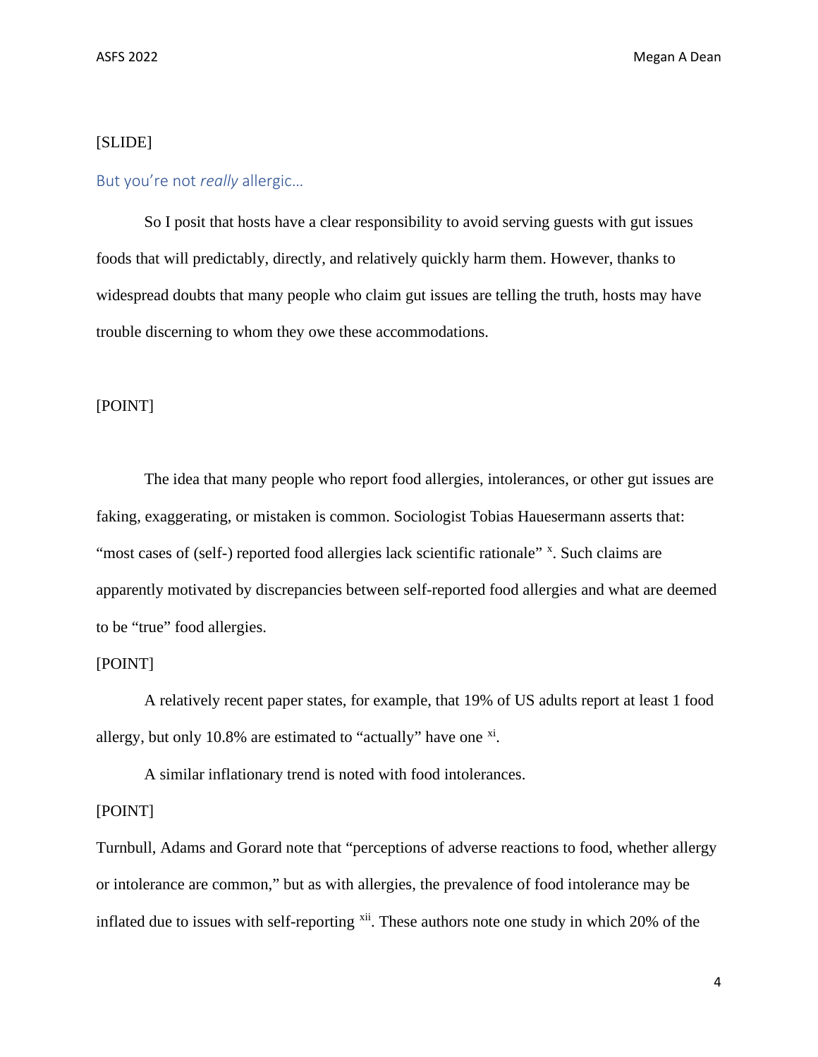[SLIDE]

## But you're not *really* allergic…

So I posit that hosts have a clear responsibility to avoid serving guests with gut issues foods that will predictably, directly, and relatively quickly harm them. However, thanks to widespread doubts that many people who claim gut issues are telling the truth, hosts may have trouble discerning to whom they owe these accommodations.

[POINT]

The idea that many people who report food allergies, intolerances, or other gut issues are faking, exaggerating, or mistaken is common. Sociologist Tobias Hauesermann asserts that: "most cases of (self-) reported food allergies lack scientific rationale" [x]. Such claims are apparently motivated by discrepancies between self-reported food allergies and what are deemed to be "true" food allergies.

[POINT]

A relatively recent paper states, for example, that 19% of US adults report at least 1 food allergy, but only 10.8% are estimated to "actually" have one [xi].

A similar inflationary trend is noted with food intolerances.

[POINT]

Turnbull, Adams and Gorard note that "perceptions of adverse reactions to food, whether allergy or intolerance are common," but as with allergies, the prevalence of food intolerance may be inflated due to issues with self-reporting [xii]. These authors note one study in which 20% of the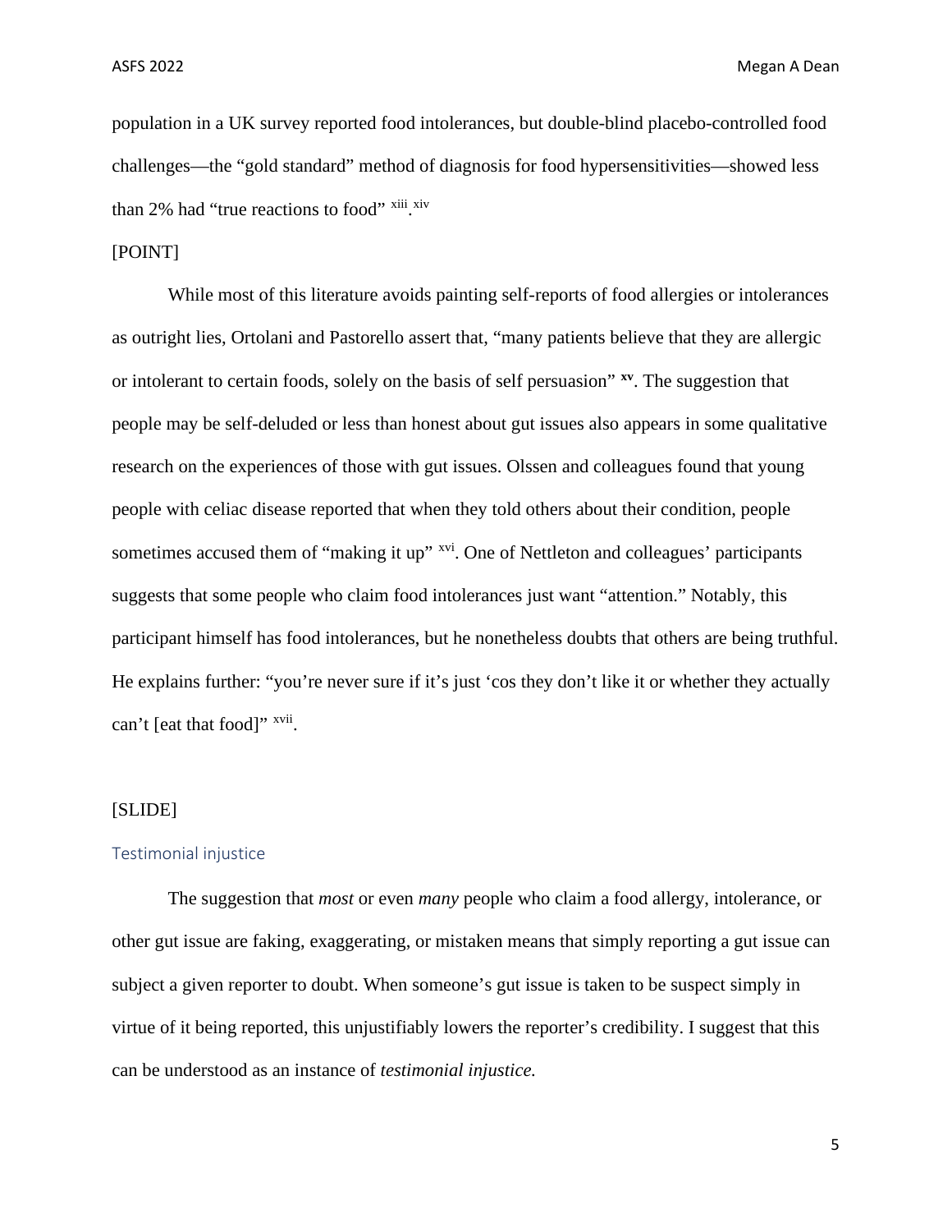population in a UK survey reported food intolerances, but double-blind placebo-controlled food challenges—the "gold standard" method of diagnosis for food hypersensitivities—showed less than 2% had "true reactions to food" [xiii].[xiv]

[POINT]

While most of this literature avoids painting self-reports of food allergies or intolerances as outright lies, Ortolani and Pastorello assert that, "many patients believe that they are allergic or intolerant to certain foods, solely on the basis of self persuasion" [xv]. The suggestion that people may be self-deluded or less than honest about gut issues also appears in some qualitative research on the experiences of those with gut issues. Olssen and colleagues found that young people with celiac disease reported that when they told others about their condition, people sometimes accused them of "making it up" [xvi]. One of Nettleton and colleagues' participants suggests that some people who claim food intolerances just want "attention." Notably, this participant himself has food intolerances, but he nonetheless doubts that others are being truthful. He explains further: "you're never sure if it's just 'cos they don't like it or whether they actually can't [eat that food]" [xvii].

[SLIDE]

## Testimonial injustice

The suggestion that *most* or even *many* people who claim a food allergy, intolerance, or other gut issue are faking, exaggerating, or mistaken means that simply reporting a gut issue can subject a given reporter to doubt. When someone's gut issue is taken to be suspect simply in virtue of it being reported, this unjustifiably lowers the reporter's credibility. I suggest that this can be understood as an instance of *testimonial injustice.*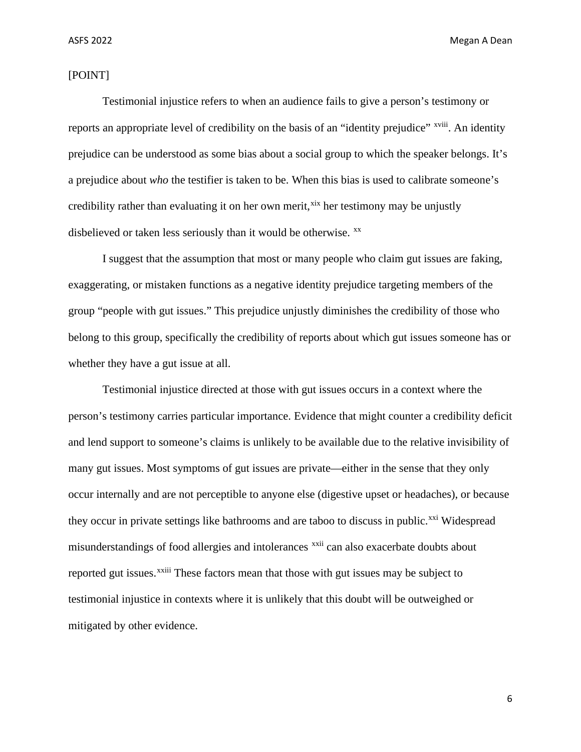[POINT]

Testimonial injustice refers to when an audience fails to give a person's testimony or reports an appropriate level of credibility on the basis of an "identity prejudice" [xviii]. An identity prejudice can be understood as some bias about a social group to which the speaker belongs. It's a prejudice about *who* the testifier is taken to be. When this bias is used to calibrate someone's credibility rather than evaluating it on her own merit,[xix] her testimony may be unjustly disbelieved or taken less seriously than it would be otherwise. [xx]

I suggest that the assumption that most or many people who claim gut issues are faking, exaggerating, or mistaken functions as a negative identity prejudice targeting members of the group "people with gut issues." This prejudice unjustly diminishes the credibility of those who belong to this group, specifically the credibility of reports about which gut issues someone has or whether they have a gut issue at all.

Testimonial injustice directed at those with gut issues occurs in a context where the person's testimony carries particular importance. Evidence that might counter a credibility deficit and lend support to someone's claims is unlikely to be available due to the relative invisibility of many gut issues. Most symptoms of gut issues are private—either in the sense that they only occur internally and are not perceptible to anyone else (digestive upset or headaches), or because they occur in private settings like bathrooms and are taboo to discuss in public.[xxi] Widespread misunderstandings of food allergies and intolerances [xxii] can also exacerbate doubts about reported gut issues.[xxiii] These factors mean that those with gut issues may be subject to testimonial injustice in contexts where it is unlikely that this doubt will be outweighed or mitigated by other evidence.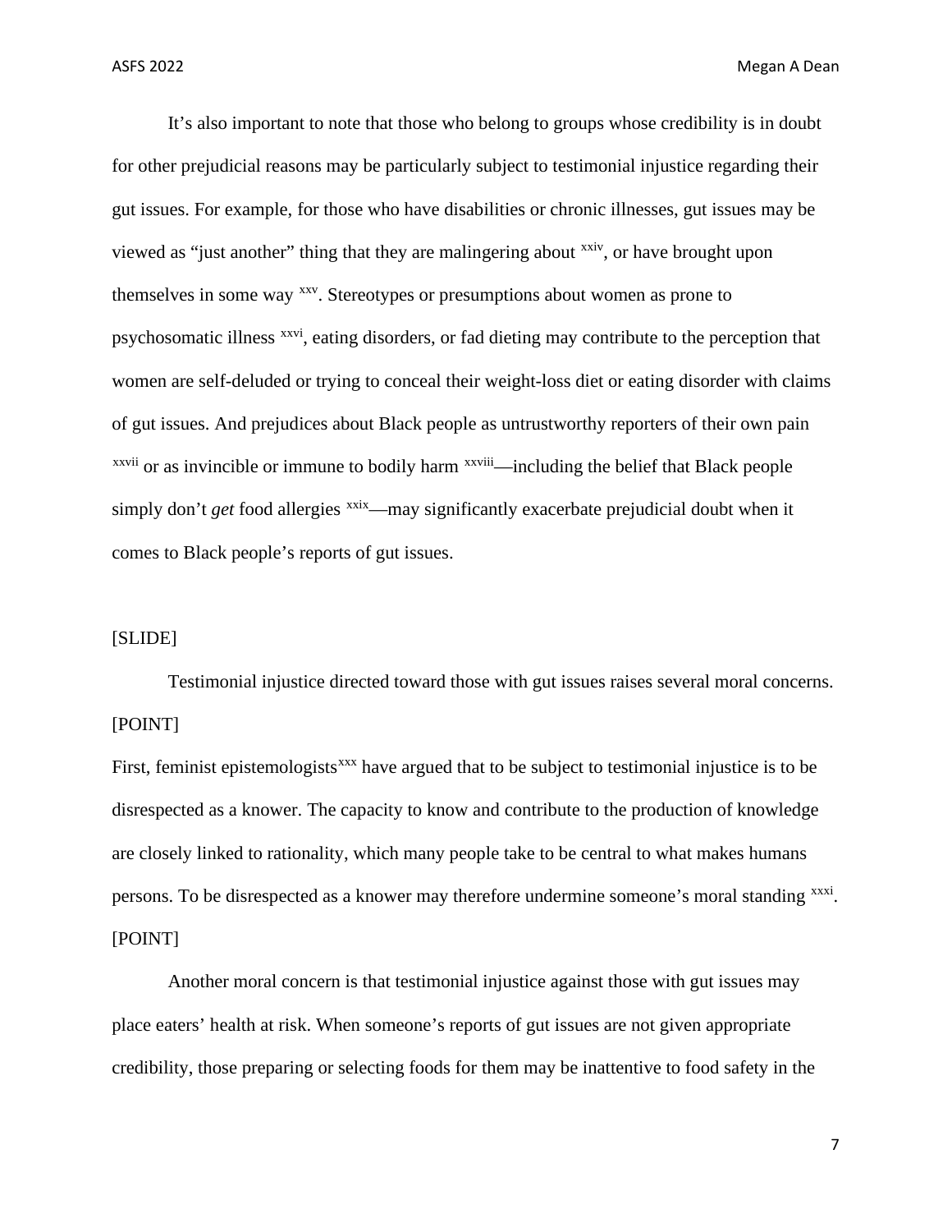It's also important to note that those who belong to groups whose credibility is in doubt for other prejudicial reasons may be particularly subject to testimonial injustice regarding their gut issues. For example, for those who have disabilities or chronic illnesses, gut issues may be viewed as "just another" thing that they are malingering about [xxiv], or have brought upon themselves in some way [xxv]. Stereotypes or presumptions about women as prone to psychosomatic illness [xxvi], eating disorders, or fad dieting may contribute to the perception that women are self-deluded or trying to conceal their weight-loss diet or eating disorder with claims of gut issues. And prejudices about Black people as untrustworthy reporters of their own pain [xxvii] or as invincible or immune to bodily harm [xxviii]—including the belief that Black people simply don't *get* food allergies [xxix]—may significantly exacerbate prejudicial doubt when it comes to Black people's reports of gut issues.

[SLIDE]

Testimonial injustice directed toward those with gut issues raises several moral concerns.

[POINT]

First, feminist epistemologists[xxx] have argued that to be subject to testimonial injustice is to be disrespected as a knower. The capacity to know and contribute to the production of knowledge are closely linked to rationality, which many people take to be central to what makes humans persons. To be disrespected as a knower may therefore undermine someone's moral standing [xxxi].

[POINT]

Another moral concern is that testimonial injustice against those with gut issues may place eaters' health at risk. When someone's reports of gut issues are not given appropriate credibility, those preparing or selecting foods for them may be inattentive to food safety in the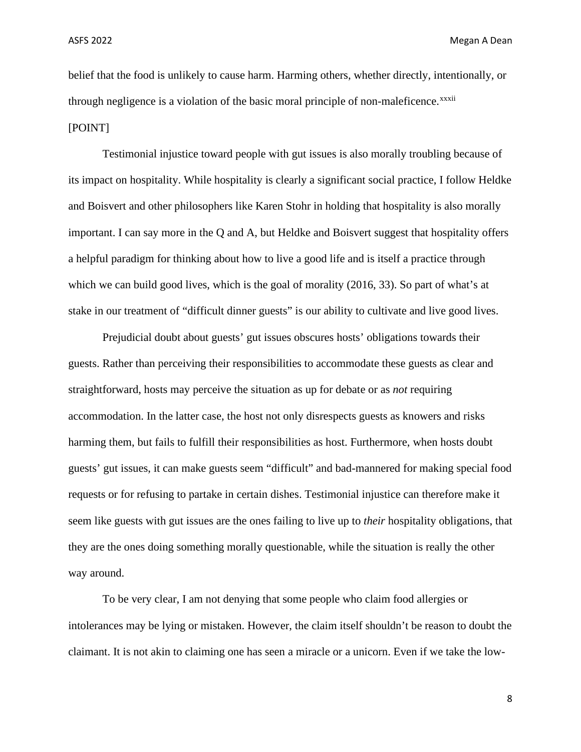belief that the food is unlikely to cause harm. Harming others, whether directly, intentionally, or through negligence is a violation of the basic moral principle of non-maleficence.[xxxii]

[POINT]

Testimonial injustice toward people with gut issues is also morally troubling because of its impact on hospitality. While hospitality is clearly a significant social practice, I follow Heldke and Boisvert and other philosophers like Karen Stohr in holding that hospitality is also morally important. I can say more in the Q and A, but Heldke and Boisvert suggest that hospitality offers a helpful paradigm for thinking about how to live a good life and is itself a practice through which we can build good lives, which is the goal of morality (2016, 33). So part of what's at stake in our treatment of "difficult dinner guests" is our ability to cultivate and live good lives.

Prejudicial doubt about guests' gut issues obscures hosts' obligations towards their guests. Rather than perceiving their responsibilities to accommodate these guests as clear and straightforward, hosts may perceive the situation as up for debate or as *not* requiring accommodation. In the latter case, the host not only disrespects guests as knowers and risks harming them, but fails to fulfill their responsibilities as host. Furthermore, when hosts doubt guests' gut issues, it can make guests seem "difficult" and bad-mannered for making special food requests or for refusing to partake in certain dishes. Testimonial injustice can therefore make it seem like guests with gut issues are the ones failing to live up to *their* hospitality obligations, that they are the ones doing something morally questionable, while the situation is really the other way around.

To be very clear, I am not denying that some people who claim food allergies or intolerances may be lying or mistaken. However, the claim itself shouldn't be reason to doubt the claimant. It is not akin to claiming one has seen a miracle or a unicorn. Even if we take the low-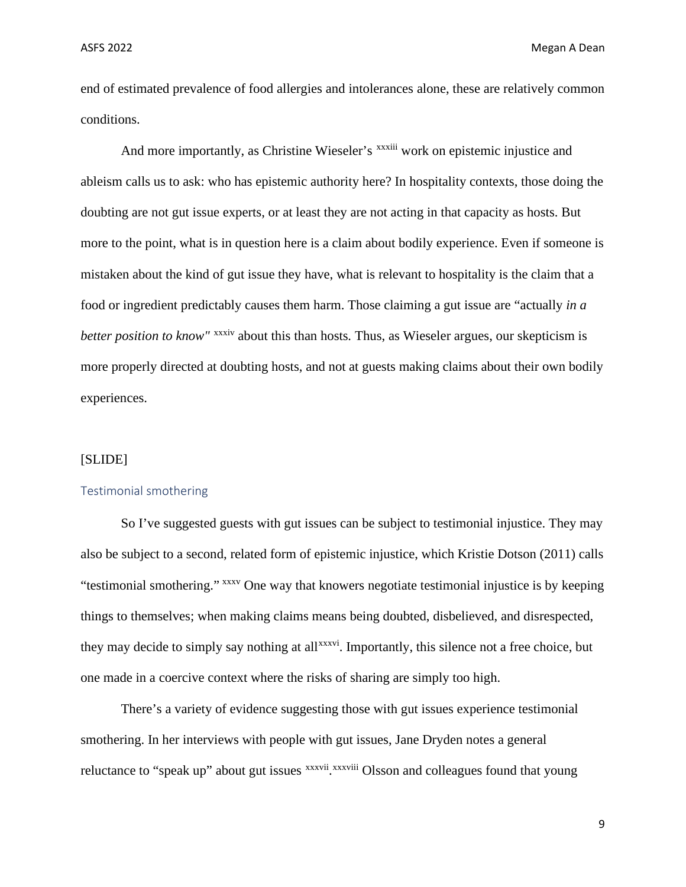end of estimated prevalence of food allergies and intolerances alone, these are relatively common conditions.

And more importantly, as Christine Wieseler's [xxxiii] work on epistemic injustice and ableism calls us to ask: who has epistemic authority here? In hospitality contexts, those doing the doubting are not gut issue experts, or at least they are not acting in that capacity as hosts. But more to the point, what is in question here is a claim about bodily experience. Even if someone is mistaken about the kind of gut issue they have, what is relevant to hospitality is the claim that a food or ingredient predictably causes them harm. Those claiming a gut issue are "actually *in a better position to know"* [xxxiv] about this than hosts. Thus, as Wieseler argues, our skepticism is more properly directed at doubting hosts, and not at guests making claims about their own bodily experiences.

[SLIDE]

## Testimonial smothering

So I've suggested guests with gut issues can be subject to testimonial injustice. They may also be subject to a second, related form of epistemic injustice, which Kristie Dotson (2011) calls "testimonial smothering." [xxxv] One way that knowers negotiate testimonial injustice is by keeping things to themselves; when making claims means being doubted, disbelieved, and disrespected, they may decide to simply say nothing at all[xxxvi]. Importantly, this silence not a free choice, but one made in a coercive context where the risks of sharing are simply too high.

There's a variety of evidence suggesting those with gut issues experience testimonial smothering. In her interviews with people with gut issues, Jane Dryden notes a general reluctance to "speak up" about gut issues [xxxvii].[xxxviii] Olsson and colleagues found that young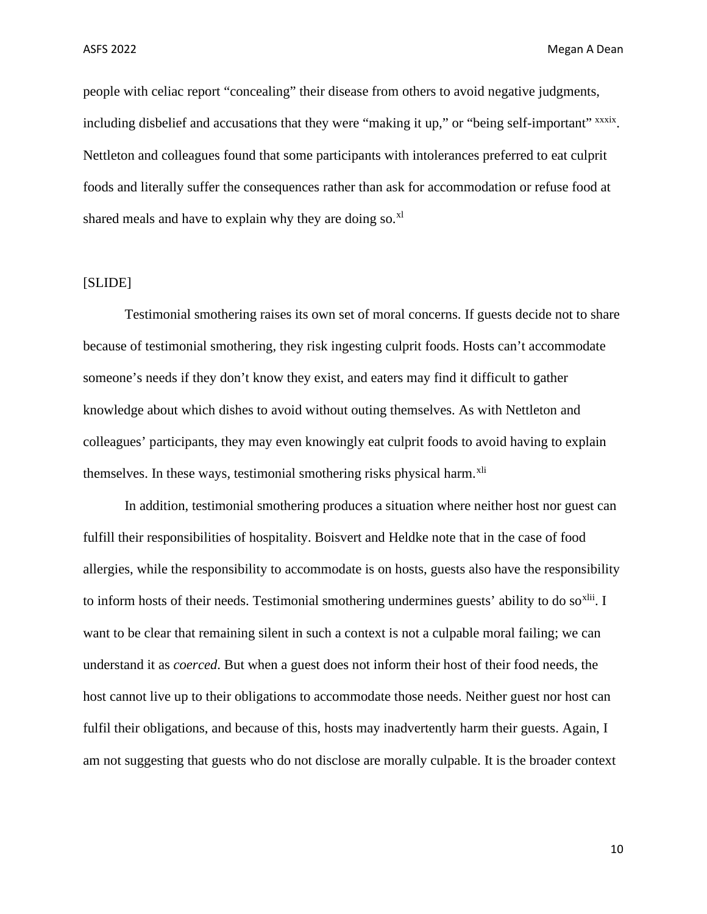people with celiac report "concealing" their disease from others to avoid negative judgments, including disbelief and accusations that they were "making it up," or "being self-important" [xxxix]. Nettleton and colleagues found that some participants with intolerances preferred to eat culprit foods and literally suffer the consequences rather than ask for accommodation or refuse food at shared meals and have to explain why they are doing so.[xl]

[SLIDE]

Testimonial smothering raises its own set of moral concerns. If guests decide not to share because of testimonial smothering, they risk ingesting culprit foods. Hosts can't accommodate someone's needs if they don't know they exist, and eaters may find it difficult to gather knowledge about which dishes to avoid without outing themselves. As with Nettleton and colleagues' participants, they may even knowingly eat culprit foods to avoid having to explain themselves. In these ways, testimonial smothering risks physical harm.[xli]

In addition, testimonial smothering produces a situation where neither host nor guest can fulfill their responsibilities of hospitality. Boisvert and Heldke note that in the case of food allergies, while the responsibility to accommodate is on hosts, guests also have the responsibility to inform hosts of their needs. Testimonial smothering undermines guests' ability to do so[xlii]. I want to be clear that remaining silent in such a context is not a culpable moral failing; we can understand it as *coerced*. But when a guest does not inform their host of their food needs, the host cannot live up to their obligations to accommodate those needs. Neither guest nor host can fulfil their obligations, and because of this, hosts may inadvertently harm their guests. Again, I am not suggesting that guests who do not disclose are morally culpable. It is the broader context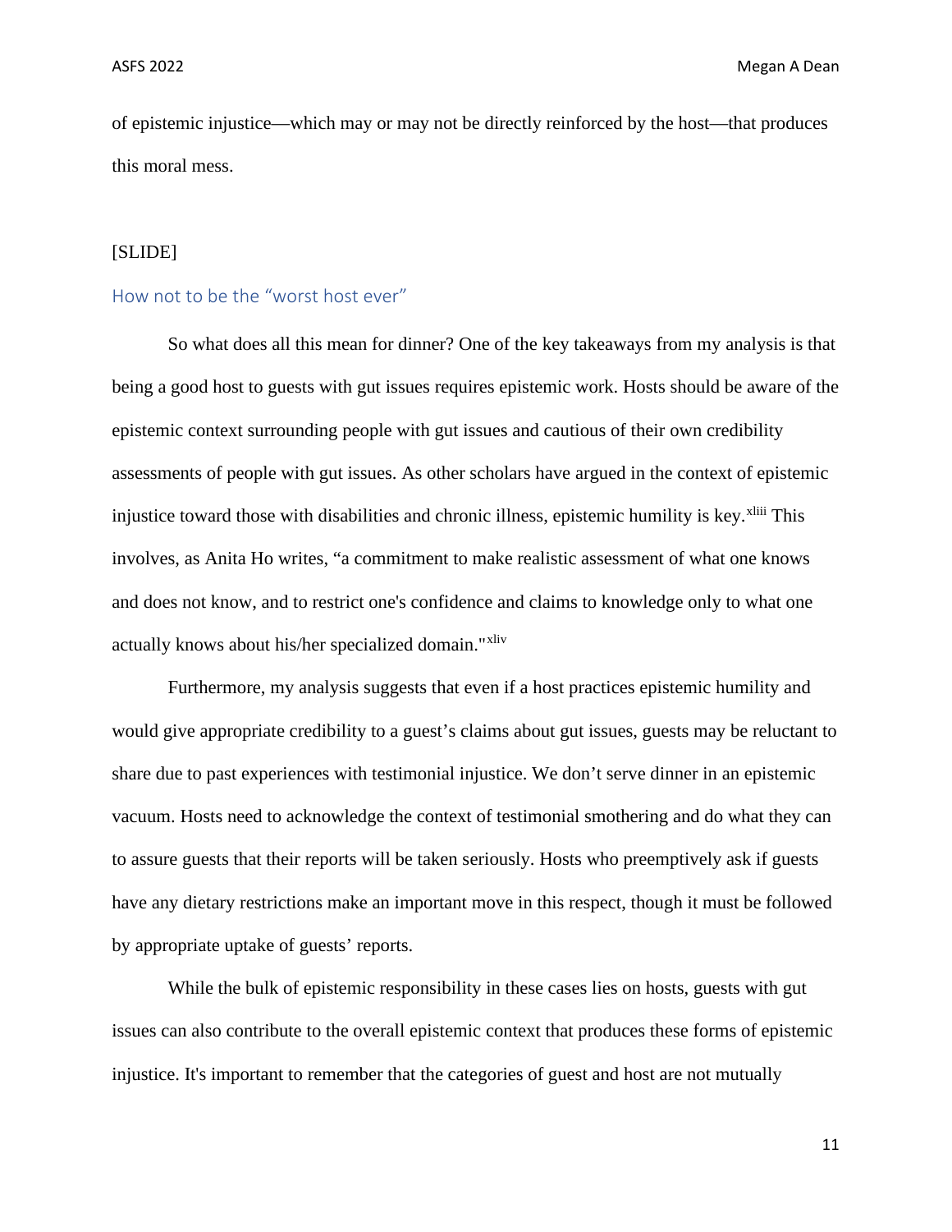of epistemic injustice—which may or may not be directly reinforced by the host—that produces this moral mess.

[SLIDE]

## How not to be the "worst host ever"

So what does all this mean for dinner? One of the key takeaways from my analysis is that being a good host to guests with gut issues requires epistemic work. Hosts should be aware of the epistemic context surrounding people with gut issues and cautious of their own credibility assessments of people with gut issues. As other scholars have argued in the context of epistemic injustice toward those with disabilities and chronic illness, epistemic humility is key.[xliii] This involves, as Anita Ho writes, "a commitment to make realistic assessment of what one knows and does not know, and to restrict one's confidence and claims to knowledge only to what one actually knows about his/her specialized domain."[xliv]

Furthermore, my analysis suggests that even if a host practices epistemic humility and would give appropriate credibility to a guest's claims about gut issues, guests may be reluctant to share due to past experiences with testimonial injustice. We don't serve dinner in an epistemic vacuum. Hosts need to acknowledge the context of testimonial smothering and do what they can to assure guests that their reports will be taken seriously. Hosts who preemptively ask if guests have any dietary restrictions make an important move in this respect, though it must be followed by appropriate uptake of guests' reports.

While the bulk of epistemic responsibility in these cases lies on hosts, guests with gut issues can also contribute to the overall epistemic context that produces these forms of epistemic injustice. It's important to remember that the categories of guest and host are not mutually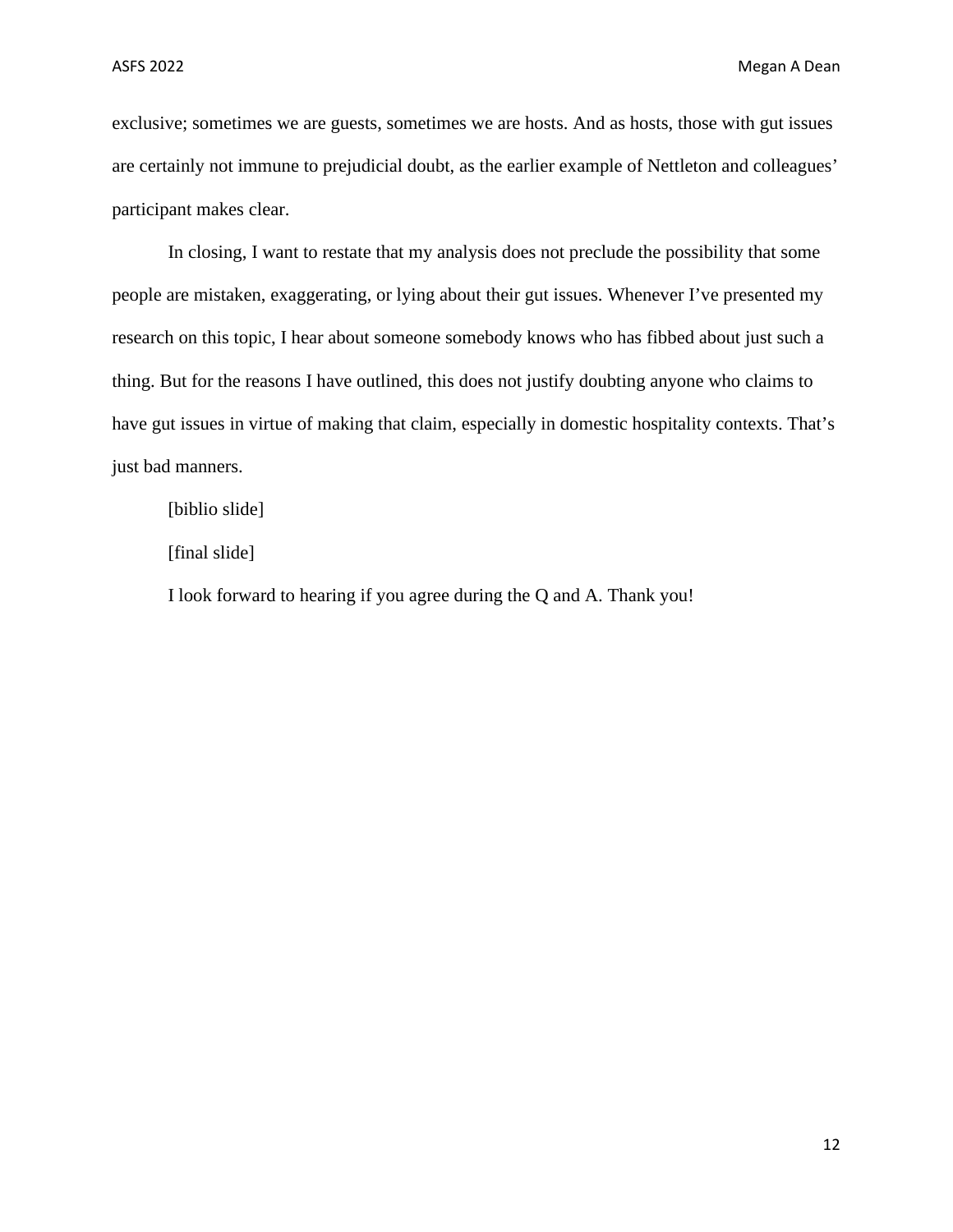exclusive; sometimes we are guests, sometimes we are hosts. And as hosts, those with gut issues are certainly not immune to prejudicial doubt, as the earlier example of Nettleton and colleagues' participant makes clear.

In closing, I want to restate that my analysis does not preclude the possibility that some people are mistaken, exaggerating, or lying about their gut issues. Whenever I've presented my research on this topic, I hear about someone somebody knows who has fibbed about just such a thing. But for the reasons I have outlined, this does not justify doubting anyone who claims to have gut issues in virtue of making that claim, especially in domestic hospitality contexts. That's just bad manners.

[biblio slide]

[final slide]

I look forward to hearing if you agree during the Q and A. Thank you!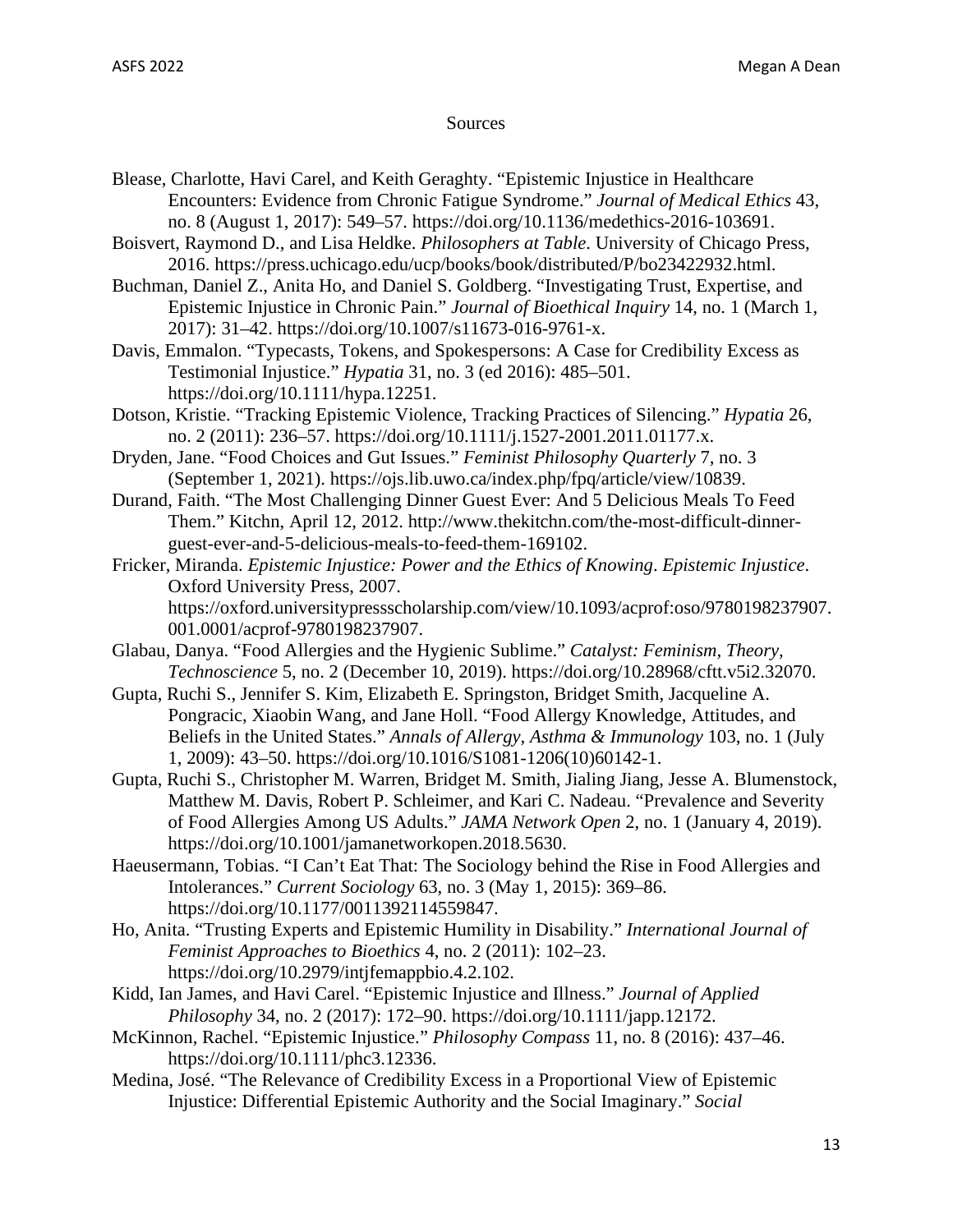Sources

Blease, Charlotte, Havi Carel, and Keith Geraghty. "Epistemic Injustice in Healthcare Encounters: Evidence from Chronic Fatigue Syndrome." *Journal of Medical Ethics* 43, no. 8 (August 1, 2017): 549–57. https://doi.org/10.1136/medethics-2016-103691.

Boisvert, Raymond D., and Lisa Heldke. *Philosophers at Table*. University of Chicago Press, 2016. https://press.uchicago.edu/ucp/books/book/distributed/P/bo23422932.html.

Buchman, Daniel Z., Anita Ho, and Daniel S. Goldberg. "Investigating Trust, Expertise, and Epistemic Injustice in Chronic Pain." *Journal of Bioethical Inquiry* 14, no. 1 (March 1, 2017): 31–42. https://doi.org/10.1007/s11673-016-9761-x.

Davis, Emmalon. "Typecasts, Tokens, and Spokespersons: A Case for Credibility Excess as Testimonial Injustice." *Hypatia* 31, no. 3 (ed 2016): 485–501. https://doi.org/10.1111/hypa.12251.

Dotson, Kristie. "Tracking Epistemic Violence, Tracking Practices of Silencing." *Hypatia* 26, no. 2 (2011): 236–57. https://doi.org/10.1111/j.1527-2001.2011.01177.x.

Dryden, Jane. "Food Choices and Gut Issues." *Feminist Philosophy Quarterly* 7, no. 3 (September 1, 2021). https://ojs.lib.uwo.ca/index.php/fpq/article/view/10839.

Durand, Faith. "The Most Challenging Dinner Guest Ever: And 5 Delicious Meals To Feed Them." Kitchn, April 12, 2012. http://www.thekitchn.com/the-most-difficult-dinner-guest-ever-and-5-delicious-meals-to-feed-them-169102.

Fricker, Miranda. *Epistemic Injustice: Power and the Ethics of Knowing*. *Epistemic Injustice*. Oxford University Press, 2007. https://oxford.universitypressscholarship.com/view/10.1093/acprof:oso/9780198237907.001.0001/acprof-9780198237907.

Glabau, Danya. "Food Allergies and the Hygienic Sublime." *Catalyst: Feminism, Theory, Technoscience* 5, no. 2 (December 10, 2019). https://doi.org/10.28968/cftt.v5i2.32070.

Gupta, Ruchi S., Jennifer S. Kim, Elizabeth E. Springston, Bridget Smith, Jacqueline A. Pongracic, Xiaobin Wang, and Jane Holl. "Food Allergy Knowledge, Attitudes, and Beliefs in the United States." *Annals of Allergy, Asthma & Immunology* 103, no. 1 (July 1, 2009): 43–50. https://doi.org/10.1016/S1081-1206(10)60142-1.

Gupta, Ruchi S., Christopher M. Warren, Bridget M. Smith, Jialing Jiang, Jesse A. Blumenstock, Matthew M. Davis, Robert P. Schleimer, and Kari C. Nadeau. "Prevalence and Severity of Food Allergies Among US Adults." *JAMA Network Open* 2, no. 1 (January 4, 2019). https://doi.org/10.1001/jamanetworkopen.2018.5630.

Haeusermann, Tobias. "I Can't Eat That: The Sociology behind the Rise in Food Allergies and Intolerances." *Current Sociology* 63, no. 3 (May 1, 2015): 369–86. https://doi.org/10.1177/0011392114559847.

Ho, Anita. "Trusting Experts and Epistemic Humility in Disability." *International Journal of Feminist Approaches to Bioethics* 4, no. 2 (2011): 102–23. https://doi.org/10.2979/intjfemappbio.4.2.102.

Kidd, Ian James, and Havi Carel. "Epistemic Injustice and Illness." *Journal of Applied Philosophy* 34, no. 2 (2017): 172–90. https://doi.org/10.1111/japp.12172.

McKinnon, Rachel. "Epistemic Injustice." *Philosophy Compass* 11, no. 8 (2016): 437–46. https://doi.org/10.1111/phc3.12336.

Medina, José. "The Relevance of Credibility Excess in a Proportional View of Epistemic Injustice: Differential Epistemic Authority and the Social Imaginary." *Social*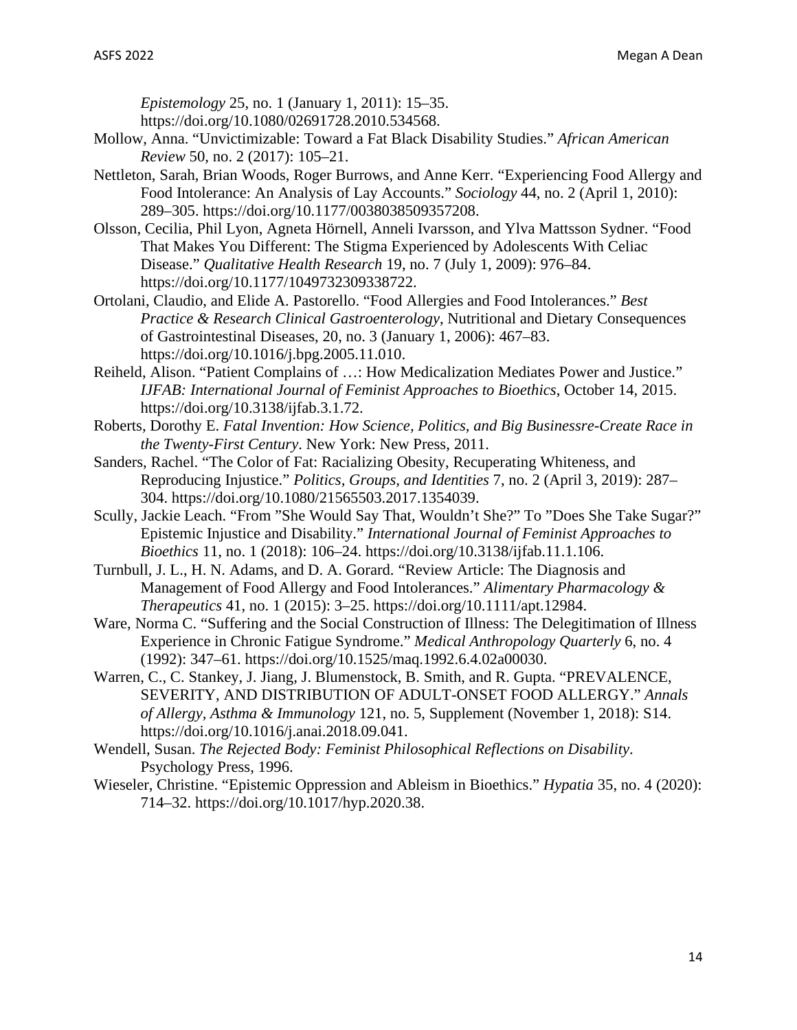*Epistemology* 25, no. 1 (January 1, 2011): 15–35. https://doi.org/10.1080/02691728.2010.534568.

Mollow, Anna. "Unvictimizable: Toward a Fat Black Disability Studies." *African American Review* 50, no. 2 (2017): 105–21.

Nettleton, Sarah, Brian Woods, Roger Burrows, and Anne Kerr. "Experiencing Food Allergy and Food Intolerance: An Analysis of Lay Accounts." *Sociology* 44, no. 2 (April 1, 2010): 289–305. https://doi.org/10.1177/0038038509357208.

Olsson, Cecilia, Phil Lyon, Agneta Hörnell, Anneli Ivarsson, and Ylva Mattsson Sydner. "Food That Makes You Different: The Stigma Experienced by Adolescents With Celiac Disease." *Qualitative Health Research* 19, no. 7 (July 1, 2009): 976–84. https://doi.org/10.1177/1049732309338722.

Ortolani, Claudio, and Elide A. Pastorello. "Food Allergies and Food Intolerances." *Best Practice & Research Clinical Gastroenterology*, Nutritional and Dietary Consequences of Gastrointestinal Diseases, 20, no. 3 (January 1, 2006): 467–83. https://doi.org/10.1016/j.bpg.2005.11.010.

Reiheld, Alison. "Patient Complains of …: How Medicalization Mediates Power and Justice." *IJFAB: International Journal of Feminist Approaches to Bioethics*, October 14, 2015. https://doi.org/10.3138/ijfab.3.1.72.

Roberts, Dorothy E. *Fatal Invention: How Science, Politics, and Big Businessre-Create Race in the Twenty-First Century*. New York: New Press, 2011.

Sanders, Rachel. "The Color of Fat: Racializing Obesity, Recuperating Whiteness, and Reproducing Injustice." *Politics, Groups, and Identities* 7, no. 2 (April 3, 2019): 287–304. https://doi.org/10.1080/21565503.2017.1354039.

Scully, Jackie Leach. "From "She Would Say That, Wouldn't She?" To "Does She Take Sugar?" Epistemic Injustice and Disability." *International Journal of Feminist Approaches to Bioethics* 11, no. 1 (2018): 106–24. https://doi.org/10.3138/ijfab.11.1.106.

Turnbull, J. L., H. N. Adams, and D. A. Gorard. "Review Article: The Diagnosis and Management of Food Allergy and Food Intolerances." *Alimentary Pharmacology & Therapeutics* 41, no. 1 (2015): 3–25. https://doi.org/10.1111/apt.12984.

Ware, Norma C. "Suffering and the Social Construction of Illness: The Delegitimation of Illness Experience in Chronic Fatigue Syndrome." *Medical Anthropology Quarterly* 6, no. 4 (1992): 347–61. https://doi.org/10.1525/maq.1992.6.4.02a00030.

Warren, C., C. Stankey, J. Jiang, J. Blumenstock, B. Smith, and R. Gupta. "PREVALENCE, SEVERITY, AND DISTRIBUTION OF ADULT-ONSET FOOD ALLERGY." *Annals of Allergy, Asthma & Immunology* 121, no. 5, Supplement (November 1, 2018): S14. https://doi.org/10.1016/j.anai.2018.09.041.

Wendell, Susan. *The Rejected Body: Feminist Philosophical Reflections on Disability*. Psychology Press, 1996.

Wieseler, Christine. "Epistemic Oppression and Ableism in Bioethics." *Hypatia* 35, no. 4 (2020): 714–32. https://doi.org/10.1017/hyp.2020.38.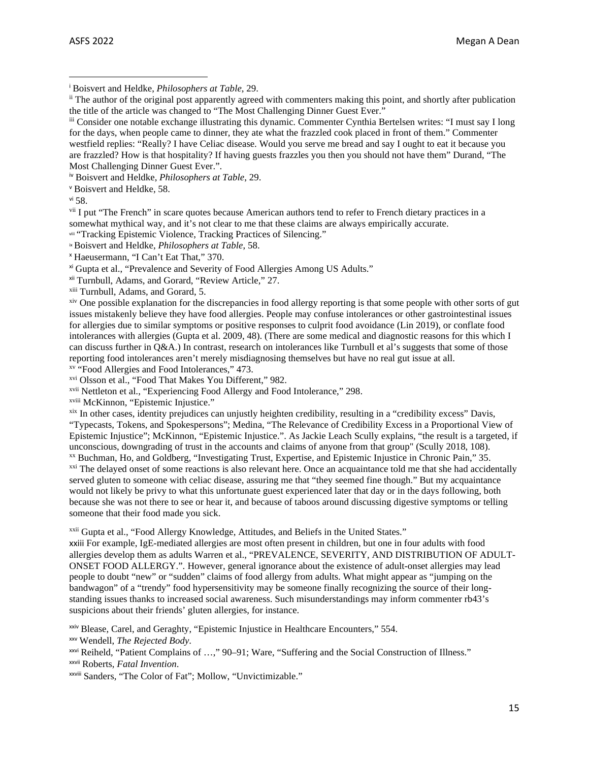[i] Boisvert and Heldke, *Philosophers at Table*, 29.

[ii] The author of the original post apparently agreed with commenters making this point, and shortly after publication the title of the article was changed to "The Most Challenging Dinner Guest Ever."

[iii] Consider one notable exchange illustrating this dynamic. Commenter Cynthia Bertelsen writes: "I must say I long for the days, when people came to dinner, they ate what the frazzled cook placed in front of them." Commenter westfield replies: "Really? I have Celiac disease. Would you serve me bread and say I ought to eat it because you are frazzled? How is that hospitality? If having guests frazzles you then you should not have them" Durand, "The Most Challenging Dinner Guest Ever.".

[iv] Boisvert and Heldke, *Philosophers at Table*, 29.

[v] Boisvert and Heldke, 58.

[vi] 58.

[vii] I put "The French" in scare quotes because American authors tend to refer to French dietary practices in a somewhat mythical way, and it's not clear to me that these claims are always empirically accurate.

[viii] "Tracking Epistemic Violence, Tracking Practices of Silencing."

[ix] Boisvert and Heldke, *Philosophers at Table*, 58.

[x] Haeusermann, "I Can't Eat That," 370.

[xi] Gupta et al., "Prevalence and Severity of Food Allergies Among US Adults."

[xii] Turnbull, Adams, and Gorard, "Review Article," 27.

[xiii] Turnbull, Adams, and Gorard, 5.

[xiv] One possible explanation for the discrepancies in food allergy reporting is that some people with other sorts of gut issues mistakenly believe they have food allergies. People may confuse intolerances or other gastrointestinal issues for allergies due to similar symptoms or positive responses to culprit food avoidance (Lin 2019), or conflate food intolerances with allergies (Gupta et al. 2009, 48). (There are some medical and diagnostic reasons for this which I can discuss further in Q&A.) In contrast, research on intolerances like Turnbull et al's suggests that some of those reporting food intolerances aren't merely misdiagnosing themselves but have no real gut issue at all.

[xv] "Food Allergies and Food Intolerances," 473.

[xvi] Olsson et al., "Food That Makes You Different," 982.

[xvii] Nettleton et al., "Experiencing Food Allergy and Food Intolerance," 298.

[xviii] McKinnon, "Epistemic Injustice."

[xix] In other cases, identity prejudices can unjustly heighten credibility, resulting in a "credibility excess" Davis, "Typecasts, Tokens, and Spokespersons"; Medina, "The Relevance of Credibility Excess in a Proportional View of Epistemic Injustice"; McKinnon, "Epistemic Injustice.". As Jackie Leach Scully explains, "the result is a targeted, if unconscious, downgrading of trust in the accounts and claims of anyone from that group" (Scully 2018, 108).

[xx] Buchman, Ho, and Goldberg, "Investigating Trust, Expertise, and Epistemic Injustice in Chronic Pain," 35.

[xxi] The delayed onset of some reactions is also relevant here. Once an acquaintance told me that she had accidentally served gluten to someone with celiac disease, assuring me that "they seemed fine though." But my acquaintance would not likely be privy to what this unfortunate guest experienced later that day or in the days following, both because she was not there to see or hear it, and because of taboos around discussing digestive symptoms or telling someone that their food made you sick.

[xxii] Gupta et al., "Food Allergy Knowledge, Attitudes, and Beliefs in the United States."

[xxiii] For example, IgE-mediated allergies are most often present in children, but one in four adults with food allergies develop them as adults Warren et al., "PREVALENCE, SEVERITY, AND DISTRIBUTION OF ADULT-ONSET FOOD ALLERGY.". However, general ignorance about the existence of adult-onset allergies may lead people to doubt "new" or "sudden" claims of food allergy from adults. What might appear as "jumping on the bandwagon" of a "trendy" food hypersensitivity may be someone finally recognizing the source of their long-standing issues thanks to increased social awareness. Such misunderstandings may inform commenter rb43's suspicions about their friends' gluten allergies, for instance.

[xxiv] Blease, Carel, and Geraghty, "Epistemic Injustice in Healthcare Encounters," 554.

[xxv] Wendell, *The Rejected Body*.

[xxvi] Reiheld, "Patient Complains of …," 90–91; Ware, "Suffering and the Social Construction of Illness."

[xxvii] Roberts, *Fatal Invention*.

[xxviii] Sanders, "The Color of Fat"; Mollow, "Unvictimizable."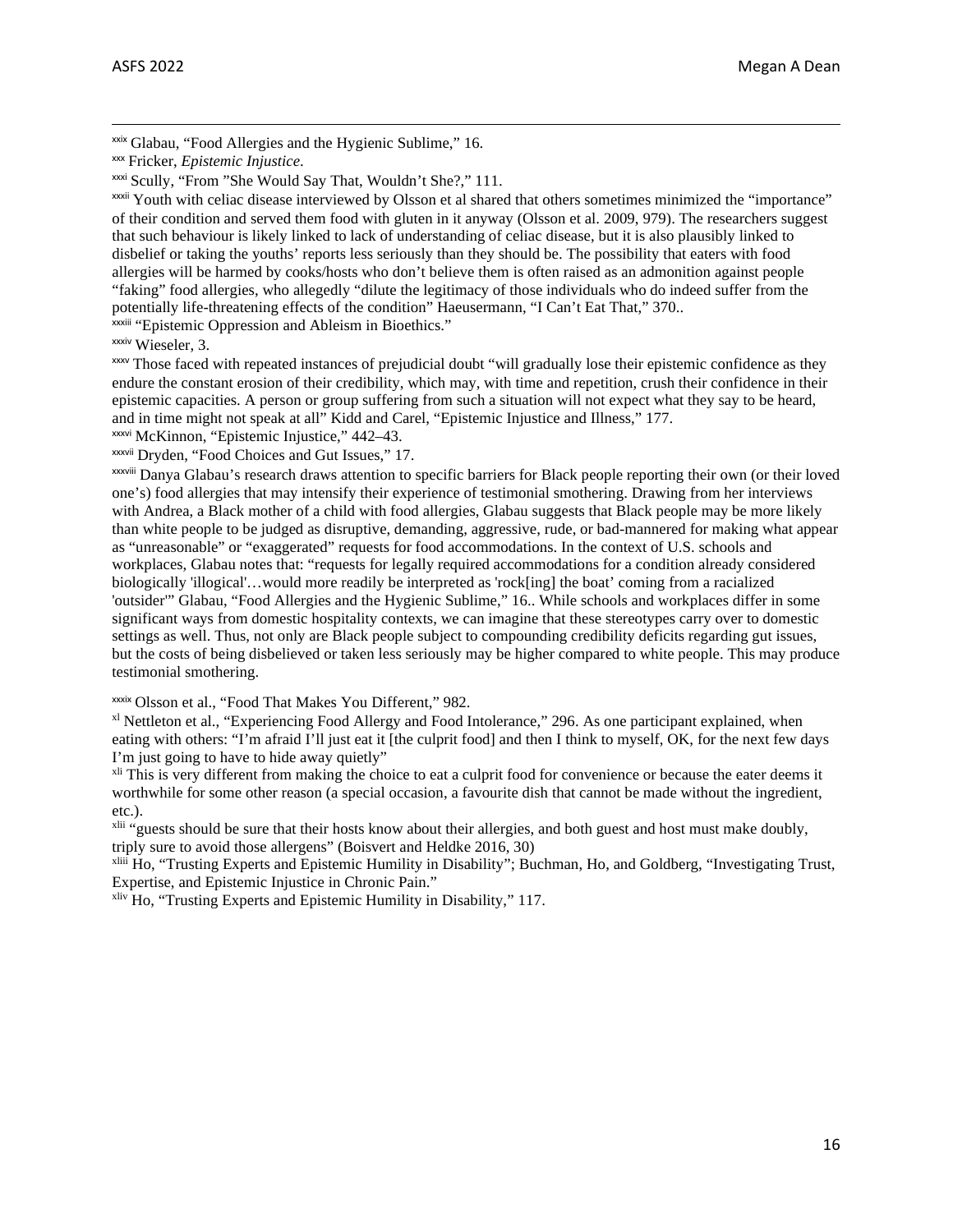[xxix] Glabau, "Food Allergies and the Hygienic Sublime," 16.

[xxx] Fricker, *Epistemic Injustice*.

[xxxi] Scully, "From "She Would Say That, Wouldn't She?," 111.

[xxxii] Youth with celiac disease interviewed by Olsson et al shared that others sometimes minimized the "importance" of their condition and served them food with gluten in it anyway (Olsson et al. 2009, 979). The researchers suggest that such behaviour is likely linked to lack of understanding of celiac disease, but it is also plausibly linked to disbelief or taking the youths' reports less seriously than they should be. The possibility that eaters with food allergies will be harmed by cooks/hosts who don't believe them is often raised as an admonition against people "faking" food allergies, who allegedly "dilute the legitimacy of those individuals who do indeed suffer from the potentially life-threatening effects of the condition" Haeusermann, "I Can't Eat That," 370..

[xxxiii] "Epistemic Oppression and Ableism in Bioethics."

[xxxiv] Wieseler, 3.

[xxxv] Those faced with repeated instances of prejudicial doubt "will gradually lose their epistemic confidence as they endure the constant erosion of their credibility, which may, with time and repetition, crush their confidence in their epistemic capacities. A person or group suffering from such a situation will not expect what they say to be heard, and in time might not speak at all" Kidd and Carel, "Epistemic Injustice and Illness," 177.

[xxxvi] McKinnon, "Epistemic Injustice," 442–43.

[xxxvii] Dryden, "Food Choices and Gut Issues," 17.

[xxxviii] Danya Glabau's research draws attention to specific barriers for Black people reporting their own (or their loved one's) food allergies that may intensify their experience of testimonial smothering. Drawing from her interviews with Andrea, a Black mother of a child with food allergies, Glabau suggests that Black people may be more likely than white people to be judged as disruptive, demanding, aggressive, rude, or bad-mannered for making what appear as "unreasonable" or "exaggerated" requests for food accommodations. In the context of U.S. schools and workplaces, Glabau notes that: "requests for legally required accommodations for a condition already considered biologically 'illogical'…would more readily be interpreted as 'rock[ing] the boat' coming from a racialized 'outsider'" Glabau, "Food Allergies and the Hygienic Sublime," 16.. While schools and workplaces differ in some significant ways from domestic hospitality contexts, we can imagine that these stereotypes carry over to domestic settings as well. Thus, not only are Black people subject to compounding credibility deficits regarding gut issues, but the costs of being disbelieved or taken less seriously may be higher compared to white people. This may produce testimonial smothering.

[xxxix] Olsson et al., "Food That Makes You Different," 982.

[xl] Nettleton et al., "Experiencing Food Allergy and Food Intolerance," 296. As one participant explained, when eating with others: "I'm afraid I'll just eat it [the culprit food] and then I think to myself, OK, for the next few days I'm just going to have to hide away quietly"

[xli] This is very different from making the choice to eat a culprit food for convenience or because the eater deems it worthwhile for some other reason (a special occasion, a favourite dish that cannot be made without the ingredient, etc.).

[xlii] "guests should be sure that their hosts know about their allergies, and both guest and host must make doubly, triply sure to avoid those allergens" (Boisvert and Heldke 2016, 30)

[xliii] Ho, "Trusting Experts and Epistemic Humility in Disability"; Buchman, Ho, and Goldberg, "Investigating Trust, Expertise, and Epistemic Injustice in Chronic Pain."

[xliv] Ho, "Trusting Experts and Epistemic Humility in Disability," 117.